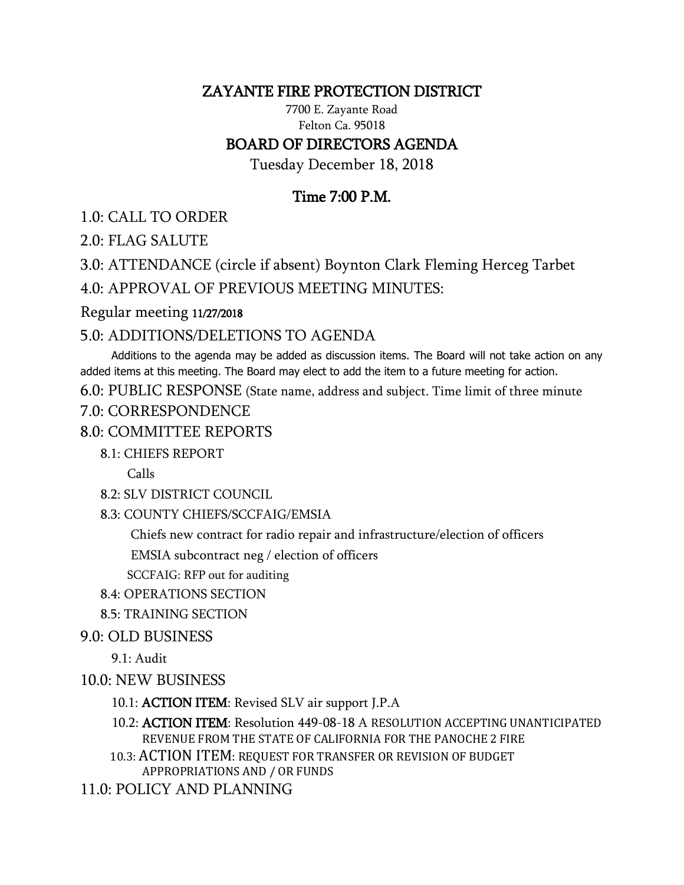# ZAYANTE FIRE PROTECTION DISTRICT

7700 E. Zayante Road
Felton Ca. 95018

## BOARD OF DIRECTORS AGENDA

Tuesday December 18, 2018

### Time 7:00 P.M.

1.0: CALL TO ORDER

2.0: FLAG SALUTE

3.0: ATTENDANCE (circle if absent) Boynton Clark Fleming Herceg Tarbet

4.0: APPROVAL OF PREVIOUS MEETING MINUTES:

Regular meeting 11/27/2018

5.0: ADDITIONS/DELETIONS TO AGENDA

Additions to the agenda may be added as discussion items. The Board will not take action on any added items at this meeting. The Board may elect to add the item to a future meeting for action.

6.0: PUBLIC RESPONSE (State name, address and subject. Time limit of three minute

7.0: CORRESPONDENCE

8.0: COMMITTEE REPORTS

- 8.1: CHIEFS REPORT
  - Calls
- 8.2: SLV DISTRICT COUNCIL
- 8.3: COUNTY CHIEFS/SCCFAIG/EMSIA
  - Chiefs new contract for radio repair and infrastructure/election of officers
  - EMSIA subcontract neg / election of officers
  - SCCFAIG: RFP out for auditing
- 8.4: OPERATIONS SECTION
- 8.5: TRAINING SECTION

9.0: OLD BUSINESS

- 9.1: Audit

10.0: NEW BUSINESS

- 10.1: **ACTION ITEM**: Revised SLV air support J.P.A
- 10.2: **ACTION ITEM**: Resolution 449-08-18 A RESOLUTION ACCEPTING UNANTICIPATED REVENUE FROM THE STATE OF CALIFORNIA FOR THE PANOCHE 2 FIRE
- 10.3: ACTION ITEM: REQUEST FOR TRANSFER OR REVISION OF BUDGET APPROPRIATIONS AND / OR FUNDS

11.0: POLICY AND PLANNING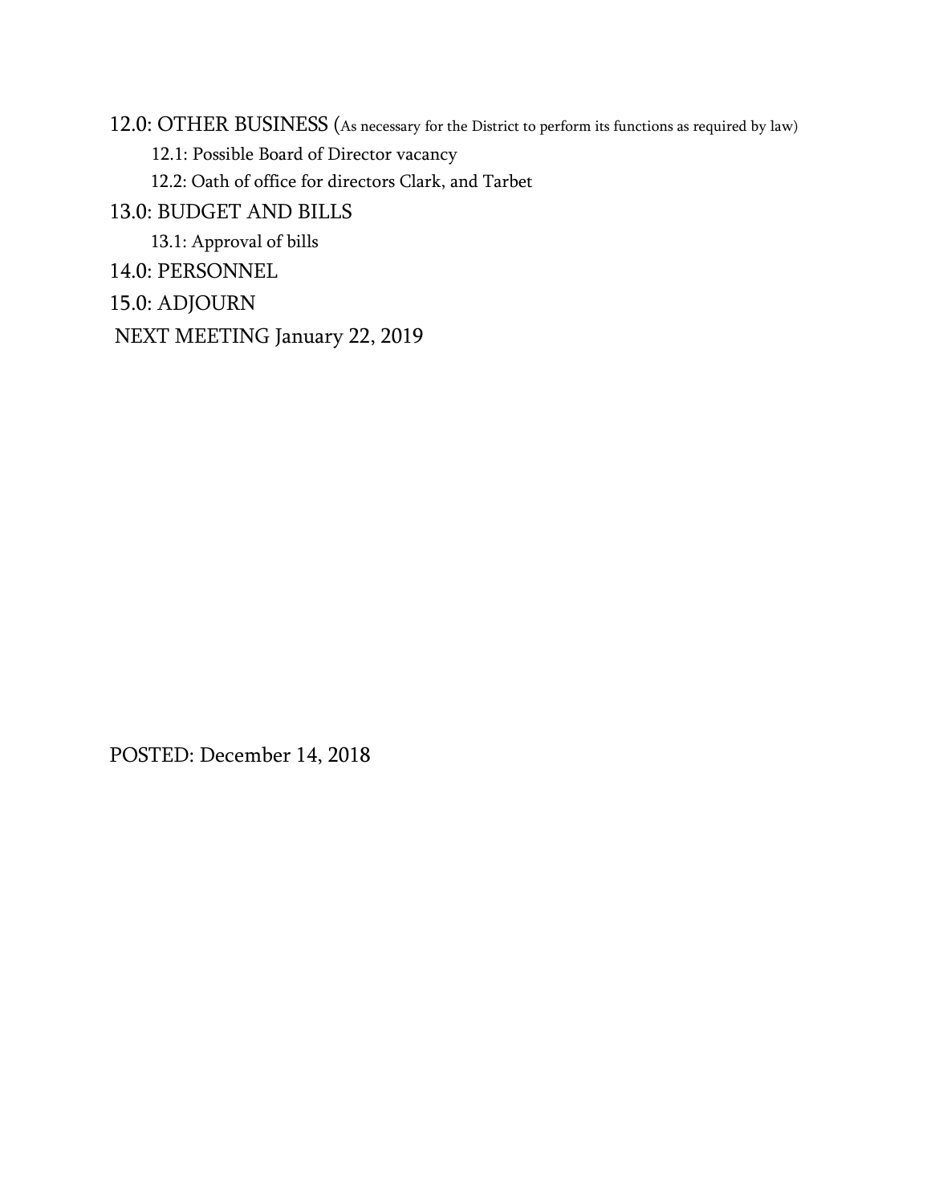12.0: OTHER BUSINESS (As necessary for the District to perform its functions as required by law)

- 12.1: Possible Board of Director vacancy
- 12.2: Oath of office for directors Clark, and Tarbet

13.0: BUDGET AND BILLS

- 13.1: Approval of bills

14.0: PERSONNEL

15.0: ADJOURN

NEXT MEETING January 22, 2019

POSTED: December 14, 2018